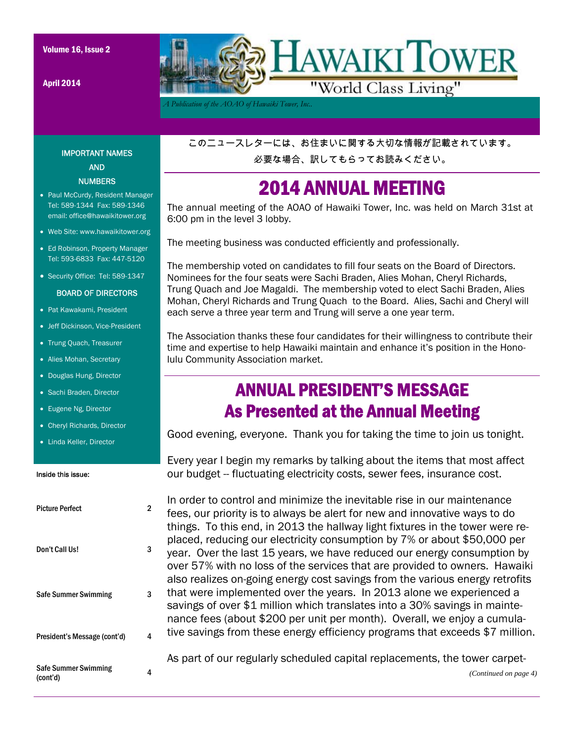# HAWAIKI TOWER

"World Class Living"

*A Publication of the AOAO of Hawaiki Tower, Inc.*

Volume 16, Issue 2

April 2014

このニュースレターには、お住まいに関する大切な情報が記載されています。
必要な場合、訳してもらってお読みください。

## IMPORTANT NAMES AND NUMBERS

- Paul McCurdy, Resident Manager Tel: 589-1344 Fax: 589-1346 email: office@hawaikitower.org
- Web Site: www.hawaikitower.org
- Ed Robinson, Property Manager Tel: 593-6833 Fax: 447-5120
- Security Office: Tel: 589-1347

### BOARD OF DIRECTORS

- Pat Kawakami, President
- Jeff Dickinson, Vice-President
- Trung Quach, Treasurer
- Alies Mohan, Secretary
- Douglas Hung, Director
- Sachi Braden, Director
- Eugene Ng, Director
- Cheryl Richards, Director
- Linda Keller, Director

**Inside this issue:**

| | |
|---|---|
| Picture Perfect | 2 |
| Don't Call Us! | 3 |
| Safe Summer Swimming | 3 |
| President's Message (cont'd) | 4 |
| Safe Summer Swimming (cont'd) | 4 |

## 2014 ANNUAL MEETING

The annual meeting of the AOAO of Hawaiki Tower, Inc. was held on March 31st at 6:00 pm in the level 3 lobby.

The meeting business was conducted efficiently and professionally.

The membership voted on candidates to fill four seats on the Board of Directors. Nominees for the four seats were Sachi Braden, Alies Mohan, Cheryl Richards, Trung Quach and Joe Magaldi. The membership voted to elect Sachi Braden, Alies Mohan, Cheryl Richards and Trung Quach to the Board. Alies, Sachi and Cheryl will each serve a three year term and Trung will serve a one year term.

The Association thanks these four candidates for their willingness to contribute their time and expertise to help Hawaiki maintain and enhance it's position in the Honolulu Community Association market.

## ANNUAL PRESIDENT'S MESSAGE As Presented at the Annual Meeting

Good evening, everyone. Thank you for taking the time to join us tonight.

Every year I begin my remarks by talking about the items that most affect our budget -- fluctuating electricity costs, sewer fees, insurance cost.

In order to control and minimize the inevitable rise in our maintenance fees, our priority is to always be alert for new and innovative ways to do things. To this end, in 2013 the hallway light fixtures in the tower were replaced, reducing our electricity consumption by 7% or about $50,000 per year. Over the last 15 years, we have reduced our energy consumption by over 57% with no loss of the services that are provided to owners. Hawaiki also realizes on-going energy cost savings from the various energy retrofits that were implemented over the years. In 2013 alone we experienced a savings of over $1 million which translates into a 30% savings in maintenance fees (about $200 per unit per month). Overall, we enjoy a cumulative savings from these energy efficiency programs that exceeds $7 million.

As part of our regularly scheduled capital replacements, the tower carpet-

*(Continued on page 4)*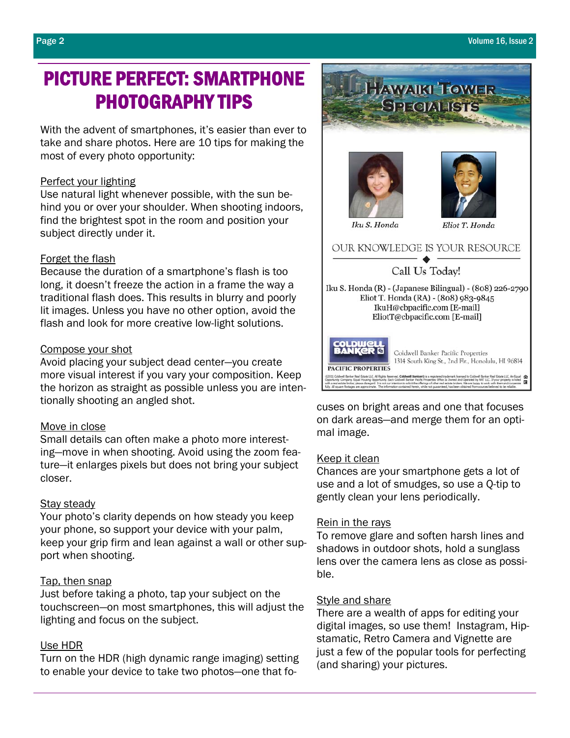# PICTURE PERFECT: SMARTPHONE PHOTOGRAPHY TIPS

With the advent of smartphones, it's easier than ever to take and share photos. Here are 10 tips for making the most of every photo opportunity:

**Perfect your lighting**
Use natural light whenever possible, with the sun behind you or over your shoulder. When shooting indoors, find the brightest spot in the room and position your subject directly under it.

**Forget the flash**
Because the duration of a smartphone's flash is too long, it doesn't freeze the action in a frame the way a traditional flash does. This results in blurry and poorly lit images. Unless you have no other option, avoid the flash and look for more creative low-light solutions.

**Compose your shot**
Avoid placing your subject dead center—you create more visual interest if you vary your composition. Keep the horizon as straight as possible unless you are intentionally shooting an angled shot.

**Move in close**
Small details can often make a photo more interesting—move in when shooting. Avoid using the zoom feature—it enlarges pixels but does not bring your subject closer.

**Stay steady**
Your photo's clarity depends on how steady you keep your phone, so support your device with your palm, keep your grip firm and lean against a wall or other support when shooting.

**Tap, then snap**
Just before taking a photo, tap your subject on the touchscreen—on most smartphones, this will adjust the lighting and focus on the subject.

**Use HDR**
Turn on the HDR (high dynamic range imaging) setting to enable your device to take two photos—one that focuses on bright areas and one that focuses on dark areas—and merge them for an optimal image.

**Keep it clean**
Chances are your smartphone gets a lot of use and a lot of smudges, so use a Q-tip to gently clean your lens periodically.

**Rein in the rays**
To remove glare and soften harsh lines and shadows in outdoor shots, hold a sunglass lens over the camera lens as close as possible.

**Style and share**
There are a wealth of apps for editing your digital images, so use them! Instagram, Hipstamatic, Retro Camera and Vignette are just a few of the popular tools for perfecting (and sharing) your pictures.

---

## HAWAIKI TOWER SPECIALISTS

Iku S. Honda — Eliot T. Honda

OUR KNOWLEDGE IS YOUR RESOURCE

Call Us Today!

Iku S. Honda (R) - (Japanese Bilingual) - (808) 226-2790
Eliot T. Honda (RA) - (808) 983-9845
IkuH@cbpacific.com [E-mail]
EliotT@cbpacific.com [E-mail]

COLDWELL BANKER PACIFIC PROPERTIES

Coldwell Banker Pacific Properties
1314 South King St., 2nd Flr., Honolulu, HI 96814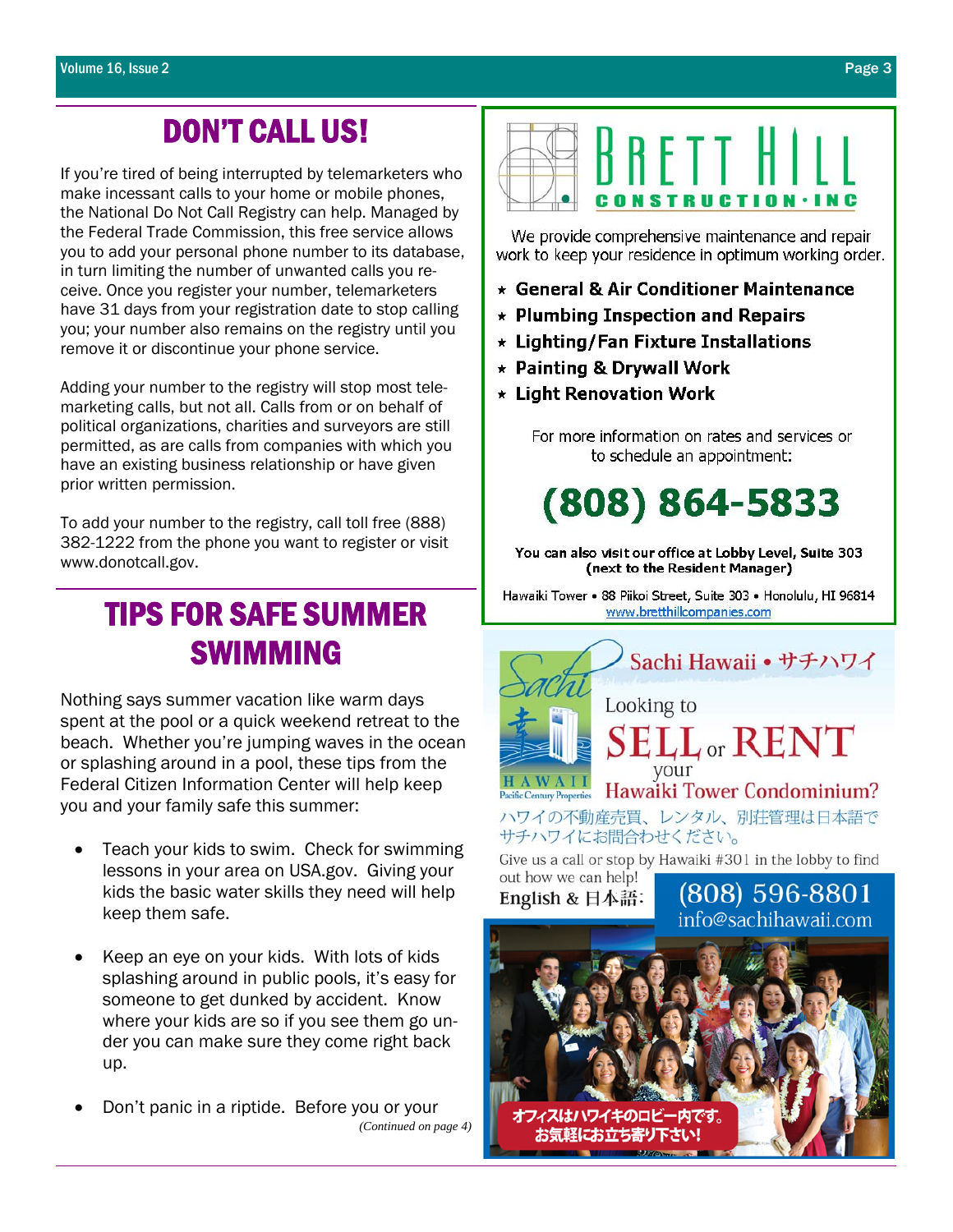## DON'T CALL US!

If you're tired of being interrupted by telemarketers who make incessant calls to your home or mobile phones, the National Do Not Call Registry can help. Managed by the Federal Trade Commission, this free service allows you to add your personal phone number to its database, in turn limiting the number of unwanted calls you receive. Once you register your number, telemarketers have 31 days from your registration date to stop calling you; your number also remains on the registry until you remove it or discontinue your phone service.

Adding your number to the registry will stop most telemarketing calls, but not all. Calls from or on behalf of political organizations, charities and surveyors are still permitted, as are calls from companies with which you have an existing business relationship or have given prior written permission.

To add your number to the registry, call toll free (888) 382-1222 from the phone you want to register or visit www.donotcall.gov.

## TIPS FOR SAFE SUMMER SWIMMING

Nothing says summer vacation like warm days spent at the pool or a quick weekend retreat to the beach. Whether you're jumping waves in the ocean or splashing around in a pool, these tips from the Federal Citizen Information Center will help keep you and your family safe this summer:

- Teach your kids to swim. Check for swimming lessons in your area on USA.gov. Giving your kids the basic water skills they need will help keep them safe.
- Keep an eye on your kids. With lots of kids splashing around in public pools, it's easy for someone to get dunked by accident. Know where your kids are so if you see them go under you can make sure they come right back up.
- Don't panic in a riptide. Before you or your

*(Continued on page 4)*

## BRETT HILL CONSTRUCTION · INC

We provide comprehensive maintenance and repair work to keep your residence in optimum working order.

- **General & Air Conditioner Maintenance**
- **Plumbing Inspection and Repairs**
- **Lighting/Fan Fixture Installations**
- **Painting & Drywall Work**
- **Light Renovation Work**

For more information on rates and services or to schedule an appointment:

**(808) 864-5833**

**You can also visit our office at Lobby Level, Suite 303 (next to the Resident Manager)**

Hawaiki Tower • 88 Piikoi Street, Suite 303 • Honolulu, HI 96814
www.bretthillcompanies.com

## Sachi Hawaii • サチハワイ

Sachi HAWAII Pacific Century Properties

Looking to **SELL or RENT** your **Hawaiki Tower Condominium?**

ハワイの不動産売買、レンタル、別荘管理は日本語でサチハワイにお問合わせください。

Give us a call or stop by Hawaiki #301 in the lobby to find out how we can help!

**English & 日本語:** (808) 596-8801
info@sachihawaii.com

オフィスはハワイキのロビー内です。お気軽にお立ち寄り下さい!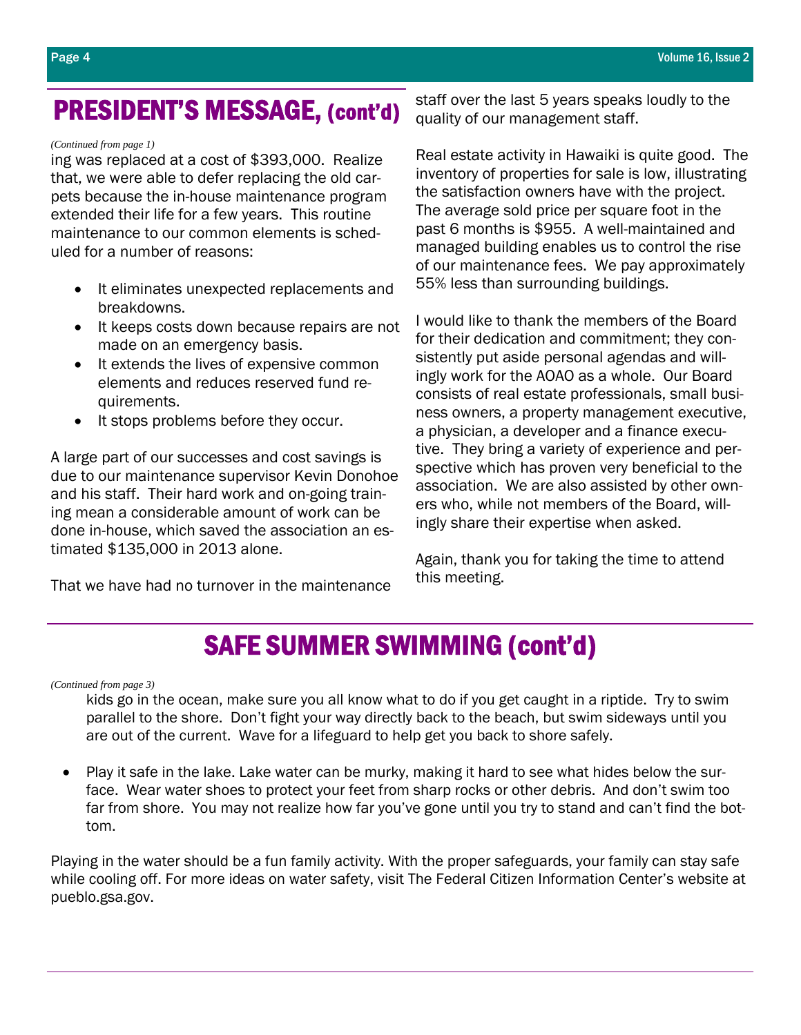# PRESIDENT'S MESSAGE, (cont'd)

*(Continued from page 1)*

ing was replaced at a cost of $393,000. Realize that, we were able to defer replacing the old carpets because the in-house maintenance program extended their life for a few years. This routine maintenance to our common elements is scheduled for a number of reasons:

- It eliminates unexpected replacements and breakdowns.
- It keeps costs down because repairs are not made on an emergency basis.
- It extends the lives of expensive common elements and reduces reserved fund requirements.
- It stops problems before they occur.

A large part of our successes and cost savings is due to our maintenance supervisor Kevin Donohoe and his staff. Their hard work and on-going training mean a considerable amount of work can be done in-house, which saved the association an estimated $135,000 in 2013 alone.

That we have had no turnover in the maintenance staff over the last 5 years speaks loudly to the quality of our management staff.

Real estate activity in Hawaiki is quite good. The inventory of properties for sale is low, illustrating the satisfaction owners have with the project. The average sold price per square foot in the past 6 months is $955. A well-maintained and managed building enables us to control the rise of our maintenance fees. We pay approximately 55% less than surrounding buildings.

I would like to thank the members of the Board for their dedication and commitment; they consistently put aside personal agendas and willingly work for the AOAO as a whole. Our Board consists of real estate professionals, small business owners, a property management executive, a physician, a developer and a finance executive. They bring a variety of experience and perspective which has proven very beneficial to the association. We are also assisted by other owners who, while not members of the Board, willingly share their expertise when asked.

Again, thank you for taking the time to attend this meeting.

# SAFE SUMMER SWIMMING (cont'd)

*(Continued from page 3)*

kids go in the ocean, make sure you all know what to do if you get caught in a riptide. Try to swim parallel to the shore. Don't fight your way directly back to the beach, but swim sideways until you are out of the current. Wave for a lifeguard to help get you back to shore safely.

- Play it safe in the lake. Lake water can be murky, making it hard to see what hides below the surface. Wear water shoes to protect your feet from sharp rocks or other debris. And don't swim too far from shore. You may not realize how far you've gone until you try to stand and can't find the bottom.

Playing in the water should be a fun family activity. With the proper safeguards, your family can stay safe while cooling off. For more ideas on water safety, visit The Federal Citizen Information Center's website at pueblo.gsa.gov.